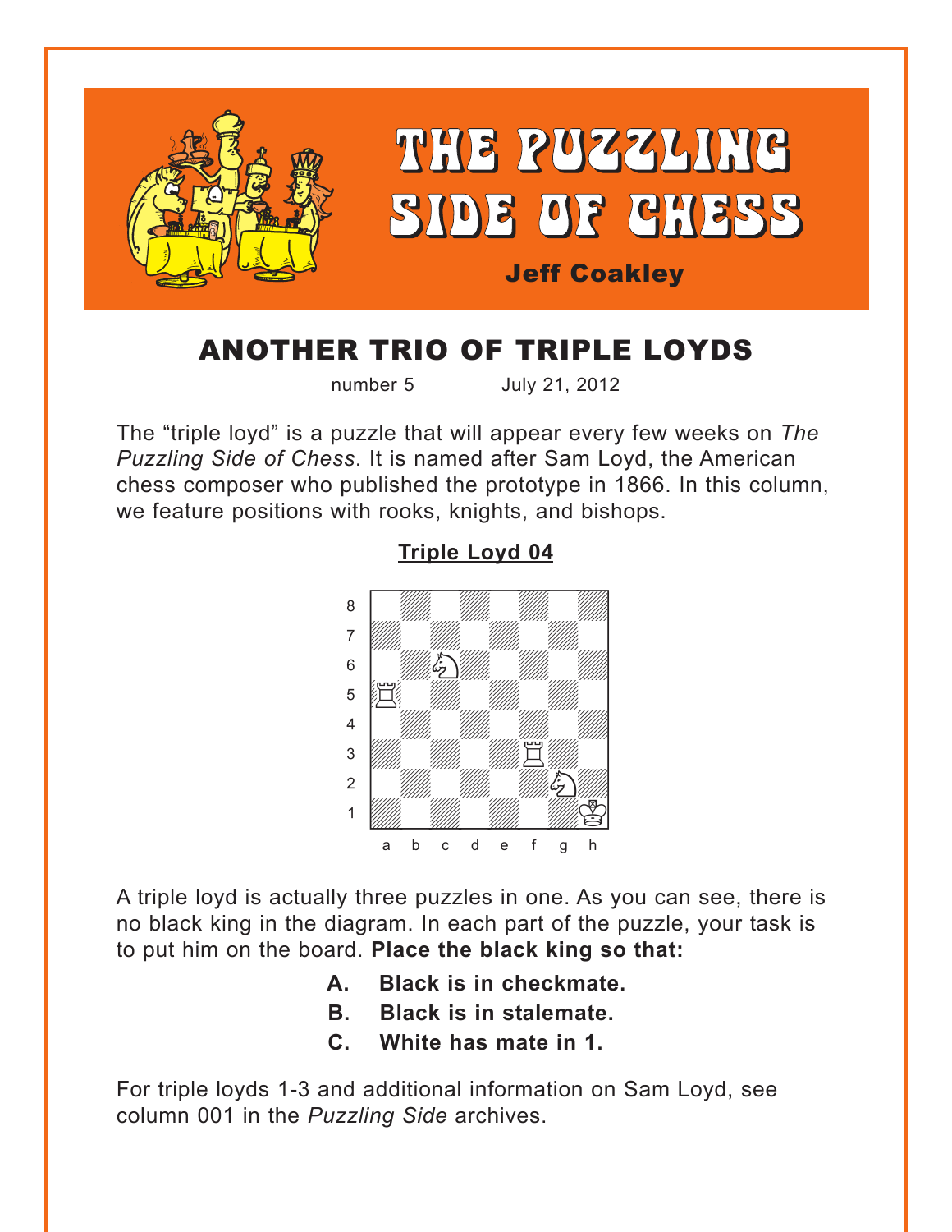# THE PUZZLING SIDE OF CHESS

**Jeff Coakley**

## ANOTHER TRIO OF TRIPLE LOYDS

number 5 July 21, 2012

The "triple loyd" is a puzzle that will appear every few weeks on *The Puzzling Side of Chess*. It is named after Sam Loyd, the American chess composer who published the prototype in 1866. In this column, we feature positions with rooks, knights, and bishops.

### Triple Loyd 04

A triple loyd is actually three puzzles in one. As you can see, there is no black king in the diagram. In each part of the puzzle, your task is to put him on the board. **Place the black king so that:**

- **A. Black is in checkmate.**
- **B. Black is in stalemate.**
- **C. White has mate in 1.**

For triple loyds 1-3 and additional information on Sam Loyd, see column 001 in the *Puzzling Side* archives.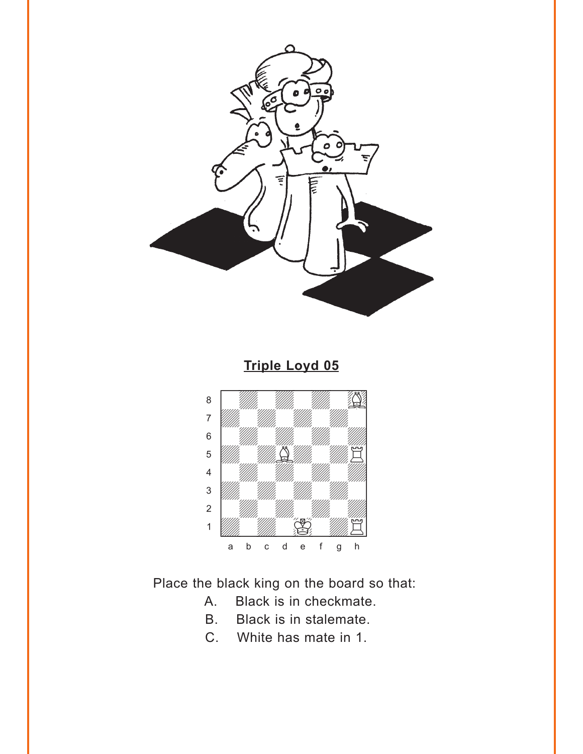**Triple Loyd 05**

Place the black king on the board so that:

A. Black is in checkmate.
B. Black is in stalemate.
C. White has mate in 1.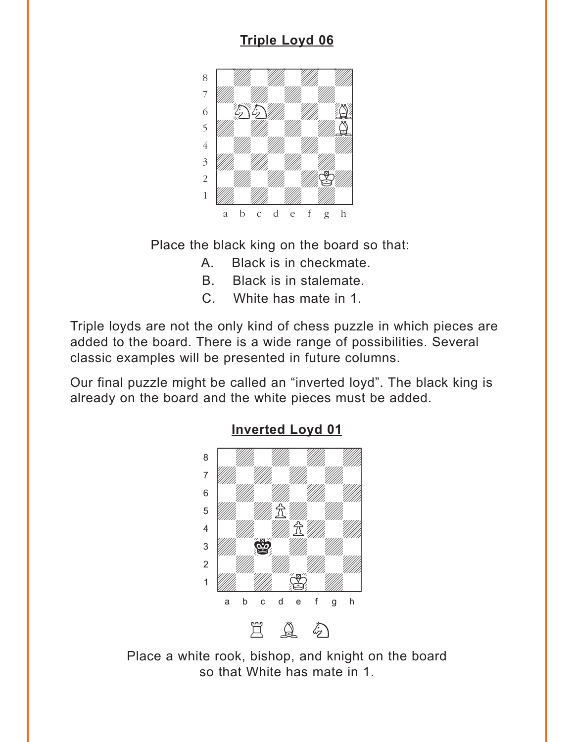**Triple Loyd 06**

Place the black king on the board so that:

A. Black is in checkmate.

B. Black is in stalemate.

C. White has mate in 1.

Triple loyds are not the only kind of chess puzzle in which pieces are added to the board. There is a wide range of possibilities. Several classic examples will be presented in future columns.

Our final puzzle might be called an "inverted loyd". The black king is already on the board and the white pieces must be added.

**Inverted Loyd 01**

Place a white rook, bishop, and knight on the board so that White has mate in 1.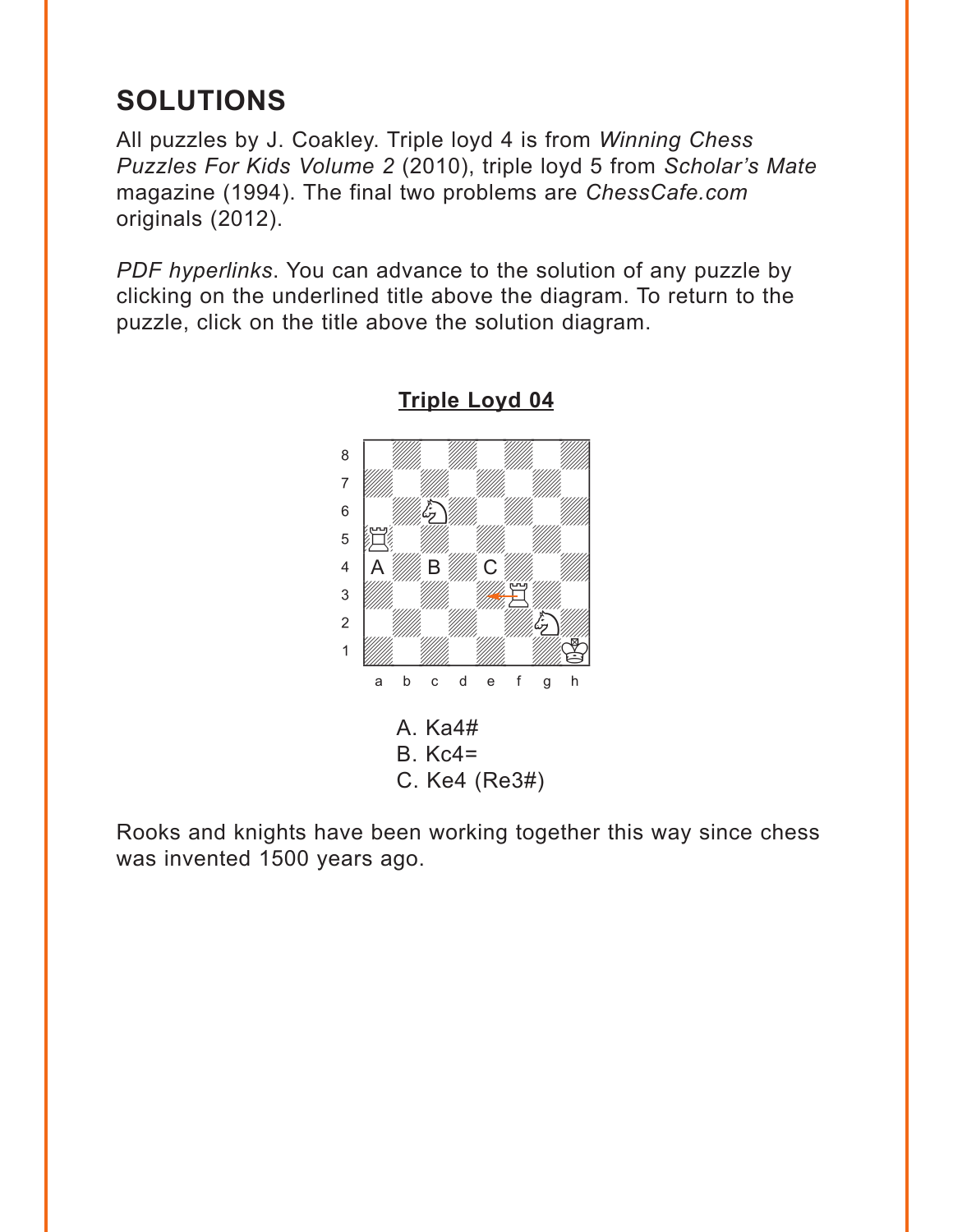## SOLUTIONS

All puzzles by J. Coakley. Triple loyd 4 is from *Winning Chess Puzzles For Kids Volume 2* (2010), triple loyd 5 from *Scholar's Mate* magazine (1994). The final two problems are *ChessCafe.com* originals (2012).

*PDF hyperlinks*. You can advance to the solution of any puzzle by clicking on the underlined title above the diagram. To return to the puzzle, click on the title above the solution diagram.

### Triple Loyd 04

A. Ka4#
B. Kc4=
C. Ke4 (Re3#)

Rooks and knights have been working together this way since chess was invented 1500 years ago.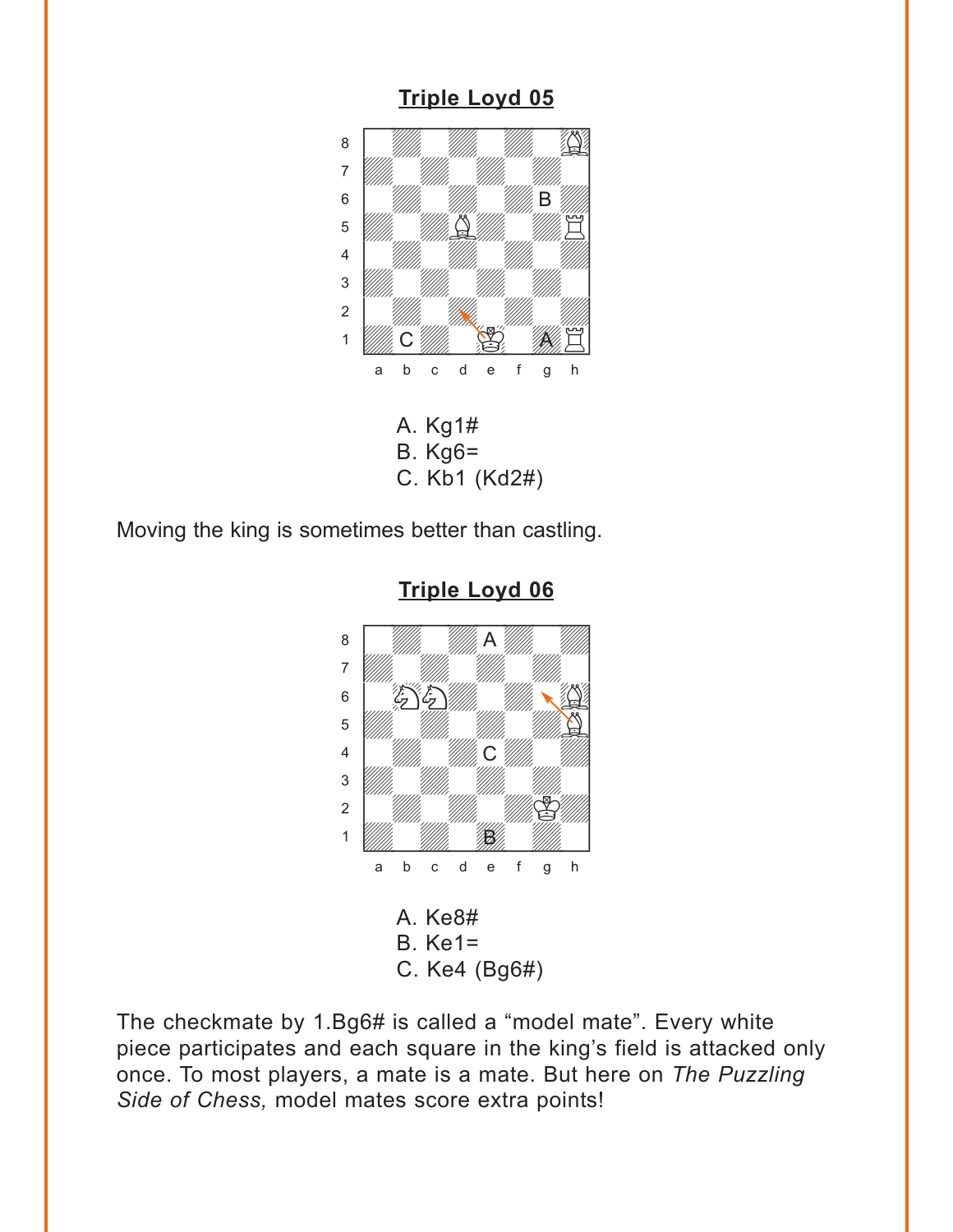## Triple Loyd 05

A. Kg1#
B. Kg6=
C. Kb1 (Kd2#)

Moving the king is sometimes better than castling.

## Triple Loyd 06

A. Ke8#
B. Ke1=
C. Ke4 (Bg6#)

The checkmate by 1.Bg6# is called a "model mate". Every white piece participates and each square in the king's field is attacked only once. To most players, a mate is a mate. But here on *The Puzzling Side of Chess,* model mates score extra points!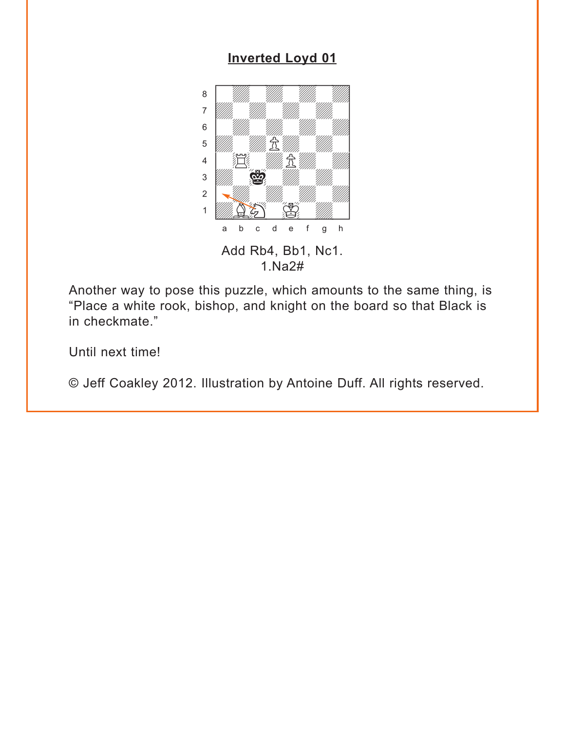## Inverted Loyd 01

8
7
6
5
4
3
2
1
a b c d e f g h

Add Rb4, Bb1, Nc1.
1.Na2#

Another way to pose this puzzle, which amounts to the same thing, is "Place a white rook, bishop, and knight on the board so that Black is in checkmate."

Until next time!

© Jeff Coakley 2012. Illustration by Antoine Duff. All rights reserved.